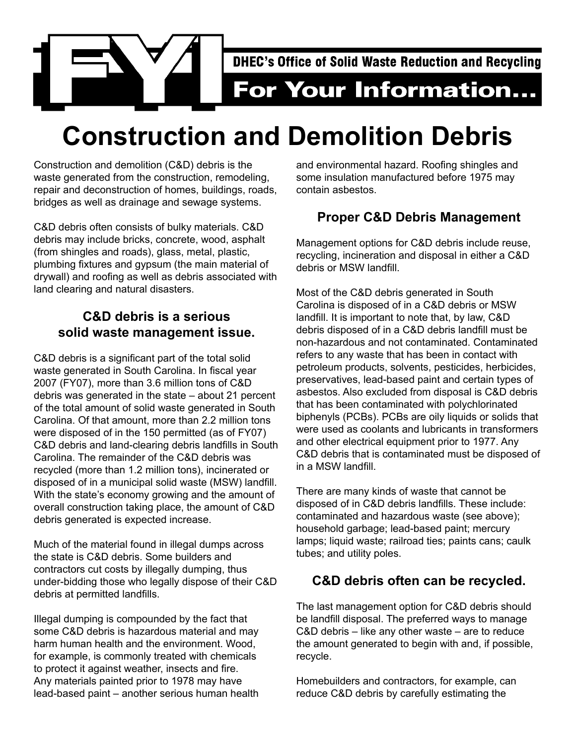FYI

DHEC's Office of Solid Waste Reduction and Recycling

For Your Information...

# Construction and Demolition Debris

Construction and demolition (C&D) debris is the waste generated from the construction, remodeling, repair and deconstruction of homes, buildings, roads, bridges as well as drainage and sewage systems.

C&D debris often consists of bulky materials. C&D debris may include bricks, concrete, wood, asphalt (from shingles and roads), glass, metal, plastic, plumbing fixtures and gypsum (the main material of drywall) and roofing as well as debris associated with land clearing and natural disasters.

## C&D debris is a serious solid waste management issue.

C&D debris is a significant part of the total solid waste generated in South Carolina. In fiscal year 2007 (FY07), more than 3.6 million tons of C&D debris was generated in the state – about 21 percent of the total amount of solid waste generated in South Carolina. Of that amount, more than 2.2 million tons were disposed of in the 150 permitted (as of FY07) C&D debris and land-clearing debris landfills in South Carolina. The remainder of the C&D debris was recycled (more than 1.2 million tons), incinerated or disposed of in a municipal solid waste (MSW) landfill. With the state's economy growing and the amount of overall construction taking place, the amount of C&D debris generated is expected increase.

Much of the material found in illegal dumps across the state is C&D debris. Some builders and contractors cut costs by illegally dumping, thus under-bidding those who legally dispose of their C&D debris at permitted landfills.

Illegal dumping is compounded by the fact that some C&D debris is hazardous material and may harm human health and the environment. Wood, for example, is commonly treated with chemicals to protect it against weather, insects and fire. Any materials painted prior to 1978 may have lead-based paint – another serious human health and environmental hazard. Roofing shingles and some insulation manufactured before 1975 may contain asbestos.

## Proper C&D Debris Management

Management options for C&D debris include reuse, recycling, incineration and disposal in either a C&D debris or MSW landfill.

Most of the C&D debris generated in South Carolina is disposed of in a C&D debris or MSW landfill. It is important to note that, by law, C&D debris disposed of in a C&D debris landfill must be non-hazardous and not contaminated. Contaminated refers to any waste that has been in contact with petroleum products, solvents, pesticides, herbicides, preservatives, lead-based paint and certain types of asbestos. Also excluded from disposal is C&D debris that has been contaminated with polychlorinated biphenyls (PCBs). PCBs are oily liquids or solids that were used as coolants and lubricants in transformers and other electrical equipment prior to 1977. Any C&D debris that is contaminated must be disposed of in a MSW landfill.

There are many kinds of waste that cannot be disposed of in C&D debris landfills. These include: contaminated and hazardous waste (see above); household garbage; lead-based paint; mercury lamps; liquid waste; railroad ties; paints cans; caulk tubes; and utility poles.

## C&D debris often can be recycled.

The last management option for C&D debris should be landfill disposal. The preferred ways to manage C&D debris – like any other waste – are to reduce the amount generated to begin with and, if possible, recycle.

Homebuilders and contractors, for example, can reduce C&D debris by carefully estimating the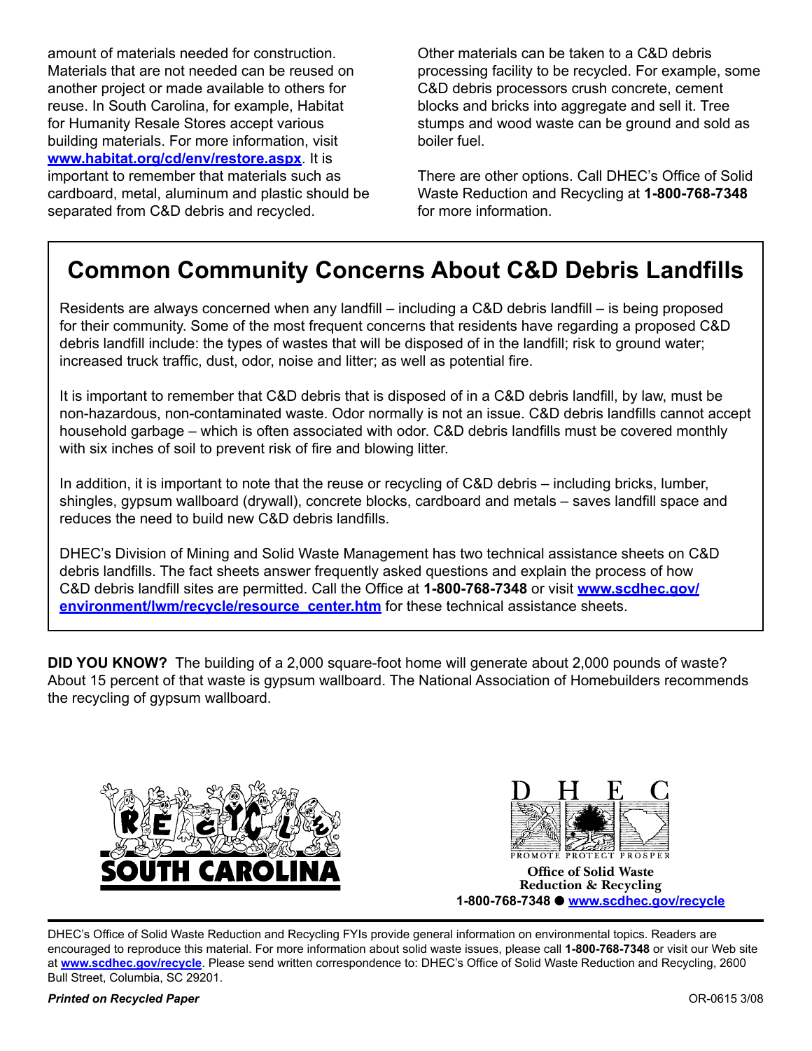amount of materials needed for construction. Materials that are not needed can be reused on another project or made available to others for reuse. In South Carolina, for example, Habitat for Humanity Resale Stores accept various building materials. For more information, visit **www.habitat.org/cd/env/restore.aspx**. It is important to remember that materials such as cardboard, metal, aluminum and plastic should be separated from C&D debris and recycled.

Other materials can be taken to a C&D debris processing facility to be recycled. For example, some C&D debris processors crush concrete, cement blocks and bricks into aggregate and sell it. Tree stumps and wood waste can be ground and sold as boiler fuel.

There are other options. Call DHEC's Office of Solid Waste Reduction and Recycling at **1-800-768-7348** for more information.

## Common Community Concerns About C&D Debris Landfills

Residents are always concerned when any landfill – including a C&D debris landfill – is being proposed for their community. Some of the most frequent concerns that residents have regarding a proposed C&D debris landfill include: the types of wastes that will be disposed of in the landfill; risk to ground water; increased truck traffic, dust, odor, noise and litter; as well as potential fire.

It is important to remember that C&D debris that is disposed of in a C&D debris landfill, by law, must be non-hazardous, non-contaminated waste. Odor normally is not an issue. C&D debris landfills cannot accept household garbage – which is often associated with odor. C&D debris landfills must be covered monthly with six inches of soil to prevent risk of fire and blowing litter.

In addition, it is important to note that the reuse or recycling of C&D debris – including bricks, lumber, shingles, gypsum wallboard (drywall), concrete blocks, cardboard and metals – saves landfill space and reduces the need to build new C&D debris landfills.

DHEC's Division of Mining and Solid Waste Management has two technical assistance sheets on C&D debris landfills. The fact sheets answer frequently asked questions and explain the process of how C&D debris landfill sites are permitted. Call the Office at **1-800-768-7348** or visit **www.scdhec.gov/environment/lwm/recycle/resource_center.htm** for these technical assistance sheets.

**DID YOU KNOW?** The building of a 2,000 square-foot home will generate about 2,000 pounds of waste? About 15 percent of that waste is gypsum wallboard. The National Association of Homebuilders recommends the recycling of gypsum wallboard.

RECYCLE SOUTH CAROLINA

DHEC
PROMOTE PROTECT PROSPER

**Office of Solid Waste Reduction & Recycling**
**1-800-768-7348** ● **www.scdhec.gov/recycle**

DHEC's Office of Solid Waste Reduction and Recycling FYIs provide general information on environmental topics. Readers are encouraged to reproduce this material. For more information about solid waste issues, please call **1-800-768-7348** or visit our Web site at **www.scdhec.gov/recycle**. Please send written correspondence to: DHEC's Office of Solid Waste Reduction and Recycling, 2600 Bull Street, Columbia, SC 29201.

***Printed on Recycled Paper***

OR-0615 3/08